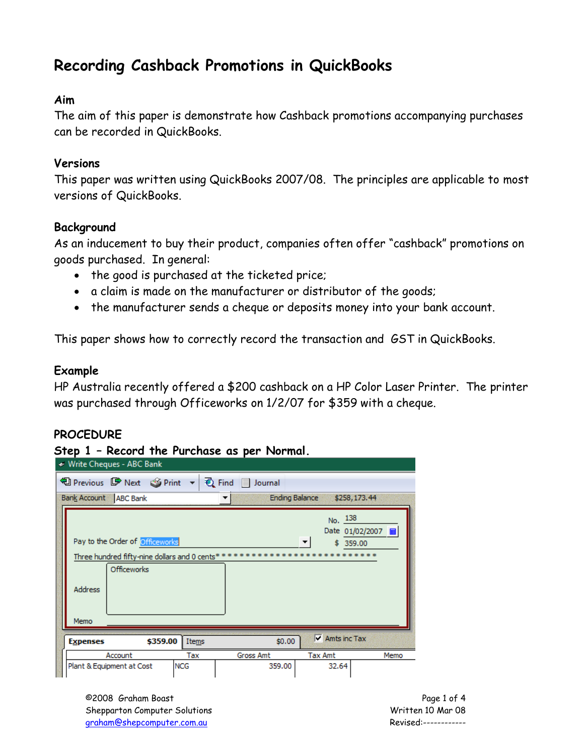# Recording Cashback Promotions in QuickBooks

## Aim

The aim of this paper is demonstrate how Cashback promotions accompanying purchases can be recorded in QuickBooks.

## Versions

This paper was written using QuickBooks 2007/08. The principles are applicable to most versions of QuickBooks.

## Background

As an inducement to buy their product, companies often offer "cashback" promotions on goods purchased. In general:

- the good is purchased at the ticketed price;
- a claim is made on the manufacturer or distributor of the goods;
- the manufacturer sends a cheque or deposits money into your bank account.

This paper shows how to correctly record the transaction and GST in QuickBooks.

## Example

HP Australia recently offered a $200 cashback on a HP Color Laser Printer. The printer was purchased through Officeworks on 1/2/07 for $359 with a cheque.

## PROCEDURE

### Step 1 – Record the Purchase as per Normal.

Write Cheques - ABC Bank

Previous | Next | Print | Find | Journal

Bank Account: ABC Bank — Ending Balance: $258,173.44

No. 138
Date 01/02/2007
Pay to the Order of: Officeworks — $ 359.00
Three hundred fifty-nine dollars and 0 cents**************************
Address: Officeworks
Memo

Expenses $359.00 | Items $0.00 | ☑ Amts inc Tax

| Account | Tax | Gross Amt | Tax Amt | Memo |
|---|---|---|---|---|
| Plant & Equipment at Cost | NCG | 359.00 | 32.64 | |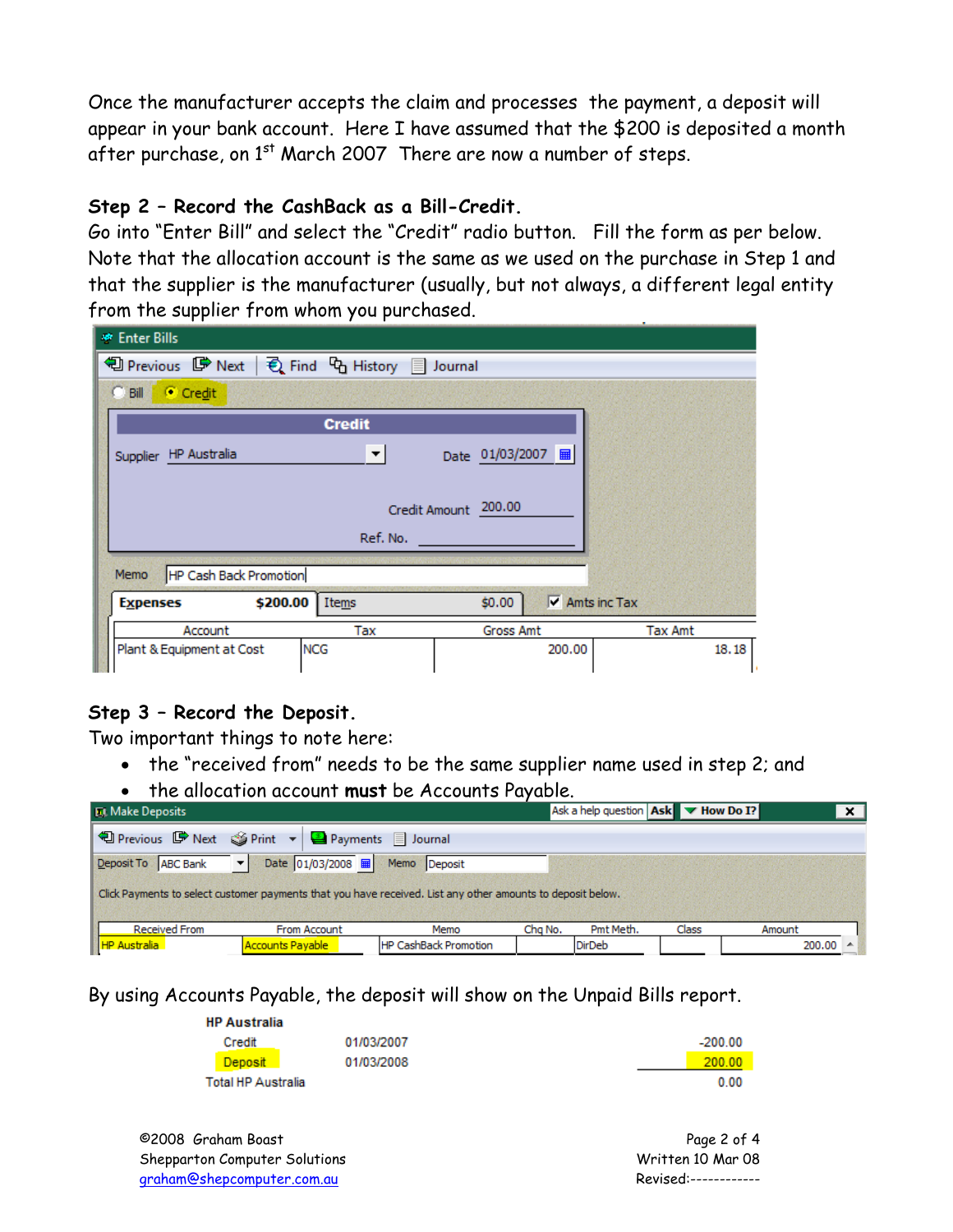Once the manufacturer accepts the claim and processes the payment, a deposit will appear in your bank account. Here I have assumed that the $200 is deposited a month after purchase, on 1st March 2007 There are now a number of steps.

**Step 2 – Record the CashBack as a Bill-Credit.**
Go into "Enter Bill" and select the "Credit" radio button. Fill the form as per below. Note that the allocation account is the same as we used on the purchase in Step 1 and that the supplier is the manufacturer (usually, but not always, a different legal entity from the supplier from whom you purchased.

Enter Bills

Previous | Next | Find | History | Journal

○ Bill ● Credit

**Credit**

Supplier: HP Australia    Date: 01/03/2007

Credit Amount: 200.00

Ref. No.:

Memo: HP Cash Back Promotion

Expenses $200.00 | Items $0.00 | ☑ Amts inc Tax

| Account | Tax | Gross Amt | Tax Amt |
|---|---|---|---|
| Plant & Equipment at Cost | NCG | 200.00 | 18.18 |

**Step 3 – Record the Deposit.**
Two important things to note here:

- the "received from" needs to be the same supplier name used in step 2; and
- the allocation account **must** be Accounts Payable.

Make Deposits

Previous | Next | Print | Payments | Journal

Deposit To: ABC Bank    Date: 01/03/2008    Memo: Deposit

Click Payments to select customer payments that you have received. List any other amounts to deposit below.

| Received From | From Account | Memo | Chq No. | Pmt Meth. | Class | Amount |
|---|---|---|---|---|---|---|
| HP Australia | Accounts Payable | HP CashBack Promotion | | DirDeb | | 200.00 |

By using Accounts Payable, the deposit will show on the Unpaid Bills report.

| HP Australia | | |
|---|---|---|
| Credit | 01/03/2007 | -200.00 |
| Deposit | 01/03/2008 | 200.00 |
| Total HP Australia | | 0.00 |

©2008 Graham Boast
Shepparton Computer Solutions
graham@shepcomputer.com.au

Written 10 Mar 08
Revised:------------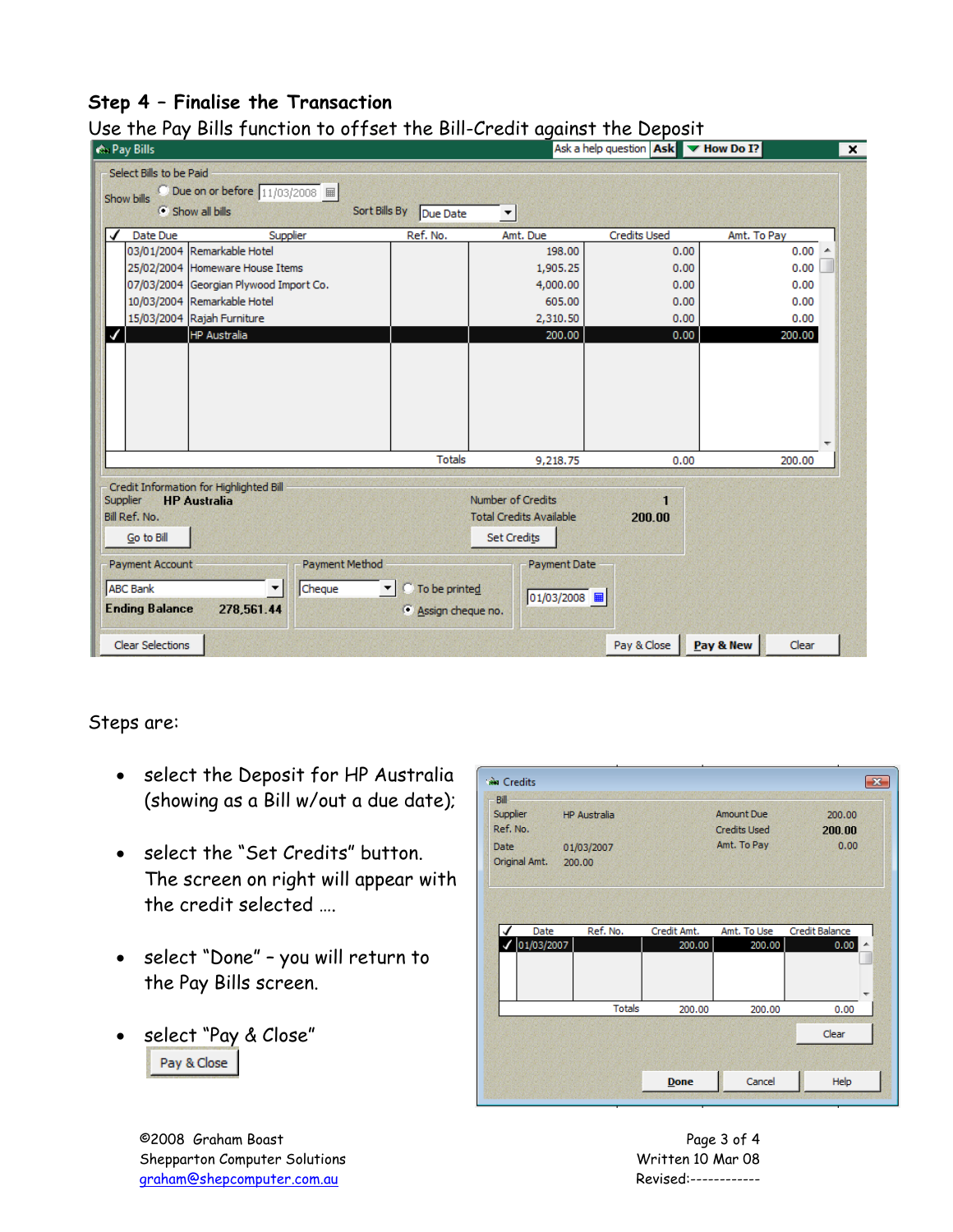## Step 4 – Finalise the Transaction

Use the Pay Bills function to offset the Bill-Credit against the Deposit

Steps are:

- select the Deposit for HP Australia (showing as a Bill w/out a due date);
- select the "Set Credits" button. The screen on right will appear with the credit selected ….
- select "Done" – you will return to the Pay Bills screen.
- select "Pay & Close"

©2008 Graham Boast
Shepparton Computer Solutions
graham@shepcomputer.com.au

Written 10 Mar 08
Revised:------------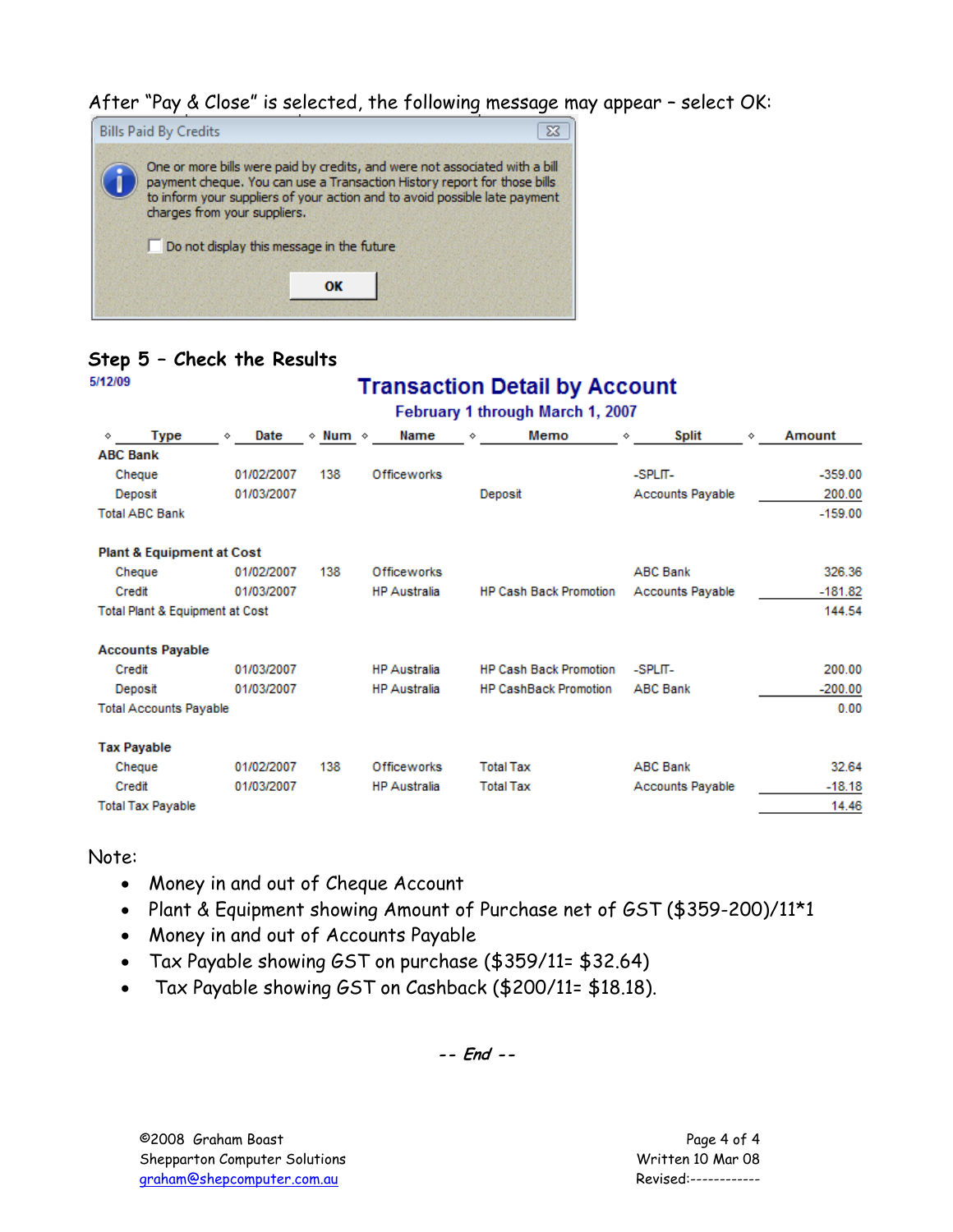After "Pay & Close" is selected, the following message may appear – select OK:

**Bills Paid By Credits**

One or more bills were paid by credits, and were not associated with a bill payment cheque. You can use a Transaction History report for those bills to inform your suppliers of your action and to avoid possible late payment charges from your suppliers.

☐ Do not display this message in the future

OK

## Step 5 – Check the Results

5/12/09

**Transaction Detail by Account**

**February 1 through March 1, 2007**

| Type | Date | Num | Name | Memo | Split | Amount |
|---|---|---|---|---|---|---|
| **ABC Bank** | | | | | | |
| Cheque | 01/02/2007 | 138 | Officeworks | | -SPLIT- | -359.00 |
| Deposit | 01/03/2007 | | | Deposit | Accounts Payable | 200.00 |
| Total ABC Bank | | | | | | -159.00 |
| **Plant & Equipment at Cost** | | | | | | |
| Cheque | 01/02/2007 | 138 | Officeworks | | ABC Bank | 326.36 |
| Credit | 01/03/2007 | | HP Australia | HP Cash Back Promotion | Accounts Payable | -181.82 |
| Total Plant & Equipment at Cost | | | | | | 144.54 |
| **Accounts Payable** | | | | | | |
| Credit | 01/03/2007 | | HP Australia | HP Cash Back Promotion | -SPLIT- | 200.00 |
| Deposit | 01/03/2007 | | HP Australia | HP CashBack Promotion | ABC Bank | -200.00 |
| Total Accounts Payable | | | | | | 0.00 |
| **Tax Payable** | | | | | | |
| Cheque | 01/02/2007 | 138 | Officeworks | Total Tax | ABC Bank | 32.64 |
| Credit | 01/03/2007 | | HP Australia | Total Tax | Accounts Payable | -18.18 |
| Total Tax Payable | | | | | | 14.46 |

Note:

- Money in and out of Cheque Account
- Plant & Equipment showing Amount of Purchase net of GST ($359-200)/11*1
- Money in and out of Accounts Payable
- Tax Payable showing GST on purchase ($359/11= $32.64)
- Tax Payable showing GST on Cashback ($200/11= $18.18).

*-- End --*

©2008 Graham Boast
Shepparton Computer Solutions
graham@shepcomputer.com.au

Written 10 Mar 08
Revised:------------